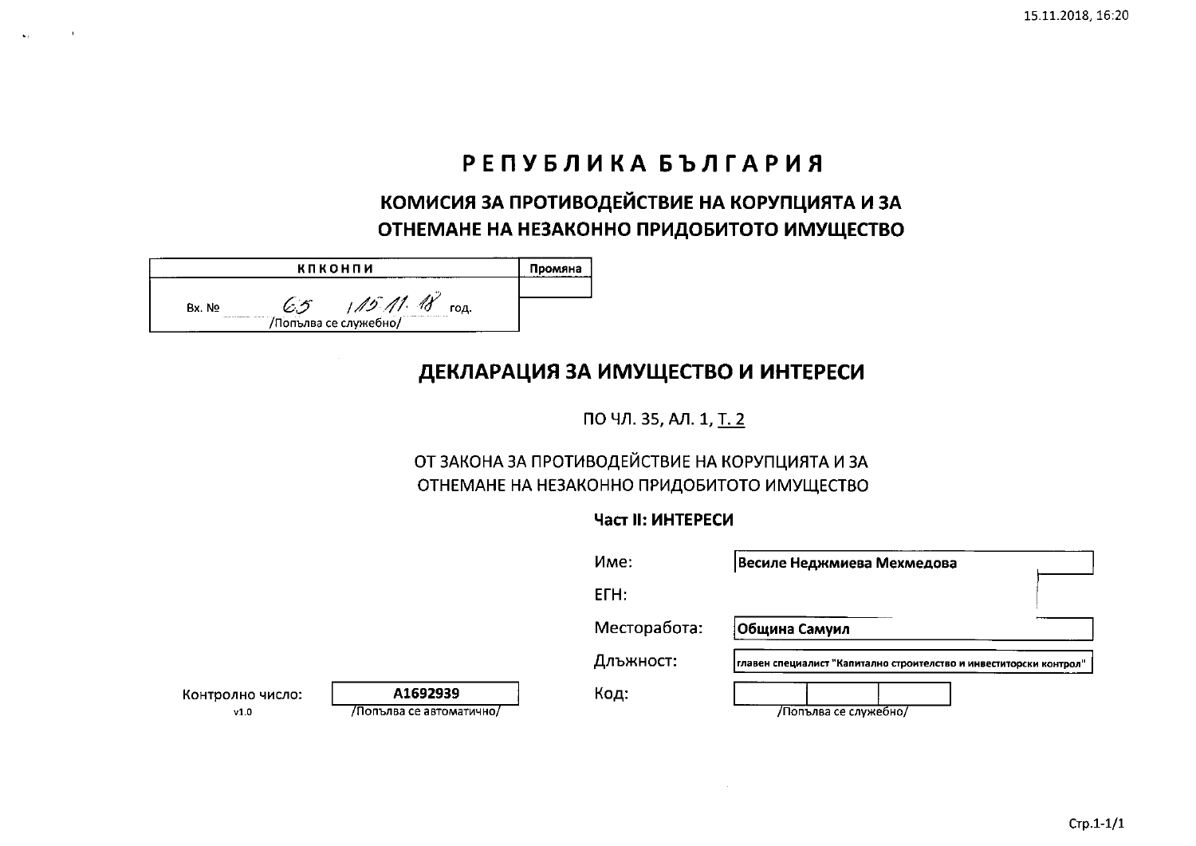# РЕПУБЛИКА БЪЛГАРИЯ

## КОМИСИЯ ЗА ПРОТИВОДЕЙСТВИЕ НА КОРУПЦИЯТА И ЗА ОТНЕМАНЕ НА НЕЗАКОННО ПРИДОБИТОТО ИМУЩЕСТВО

| КПКОНПИ | Промяна |
|---|---|
| Вх. № 65 / 15.11.18 год. /Попълва се служебно/ | |

## ДЕКЛАРАЦИЯ ЗА ИМУЩЕСТВО И ИНТЕРЕСИ

ПО ЧЛ. 35, АЛ. 1, Т. 2

ОТ ЗАКОНА ЗА ПРОТИВОДЕЙСТВИЕ НА КОРУПЦИЯТА И ЗА ОТНЕМАНЕ НА НЕЗАКОННО ПРИДОБИТОТО ИМУЩЕСТВО

**Част II: ИНТЕРЕСИ**

Име: **Весиле Неджмиева Мехмедова**

ЕГН:

Месторабота: **Община Самуил**

Длъжност: **главен специалист "Капитално строителство и инвеститорски контрол"**

Контролно число: **A1692939** /Попълва се автоматично/

v1.0

Код: /Попълва се служебно/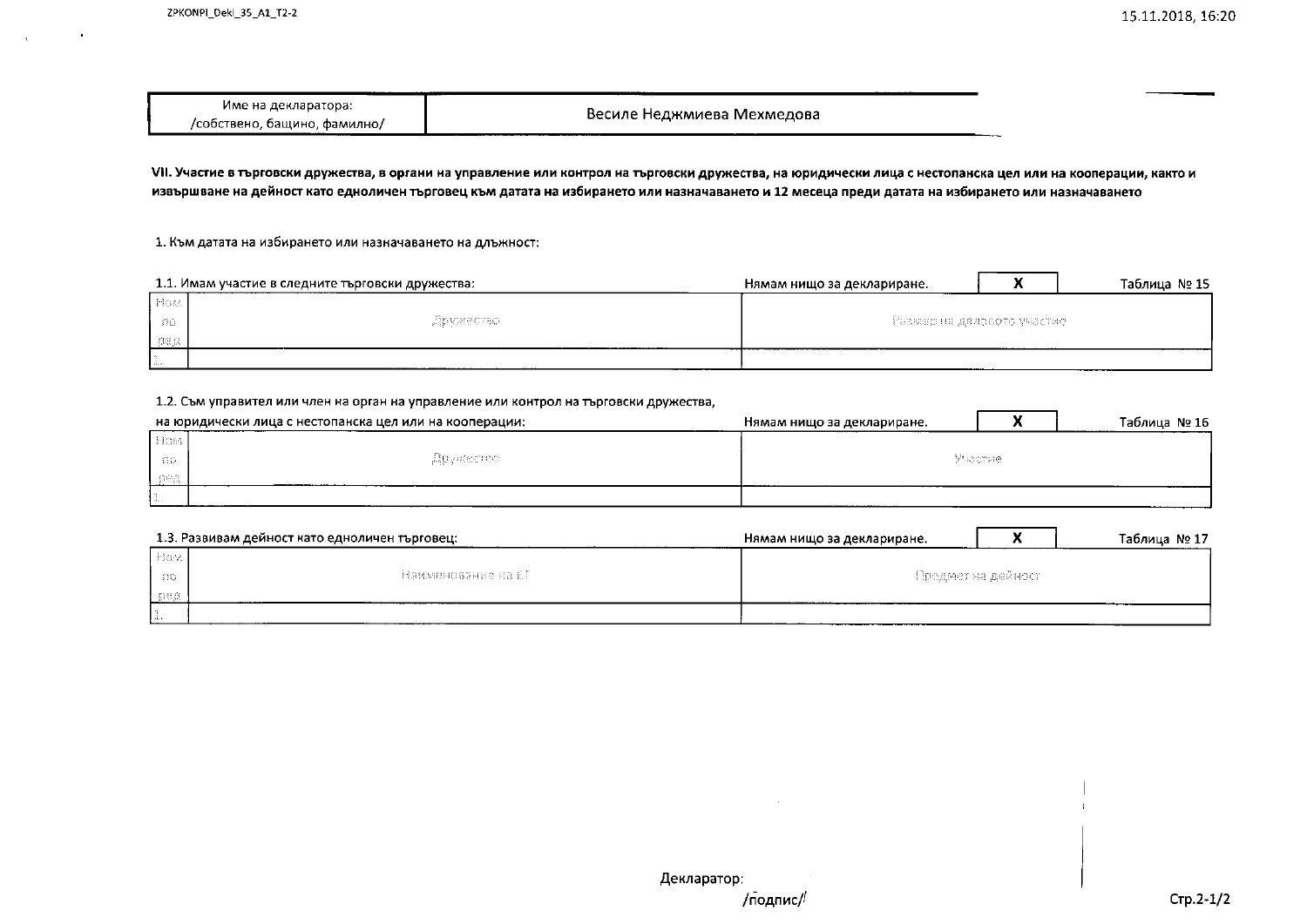| Име на декларатора: /собствено, бащино, фамилно/ | Весиле Неджмиева Мехмедова |
|---|---|

**VII. Участие в търговски дружества, в органи на управление или контрол на търговски дружества, на юридически лица с нестопанска цел или на кооперации, както и извършване на дейност като едноличен търговец към датата на избирането или назначаването и 12 месеца преди датата на избирането или назначаването**

1. Към датата на избирането или назначаването на длъжност:

1.1. Имам участие в следните търговски дружества: Нямам нищо за деклариране. **X** Таблица № 15

| Ном. по ред | Дружество | Размер на дяловото участие |
|---|---|---|
| 1. | | |

1.2. Съм управител или член на орган на управление или контрол на търговски дружества, на юридически лица с нестопанска цел или на кооперации: Нямам нищо за деклариране. **X** Таблица № 16

| Ном. по ред | Дружество | Участие |
|---|---|---|
| 1. | | |

1.3. Развивам дейност като едноличен търговец: Нямам нищо за деклариране. **X** Таблица № 17

| Ном. по ред | Наименование на ЕТ | Предмет на дейност |
|---|---|---|
| 1. | | |

Декларатор:
/подпис/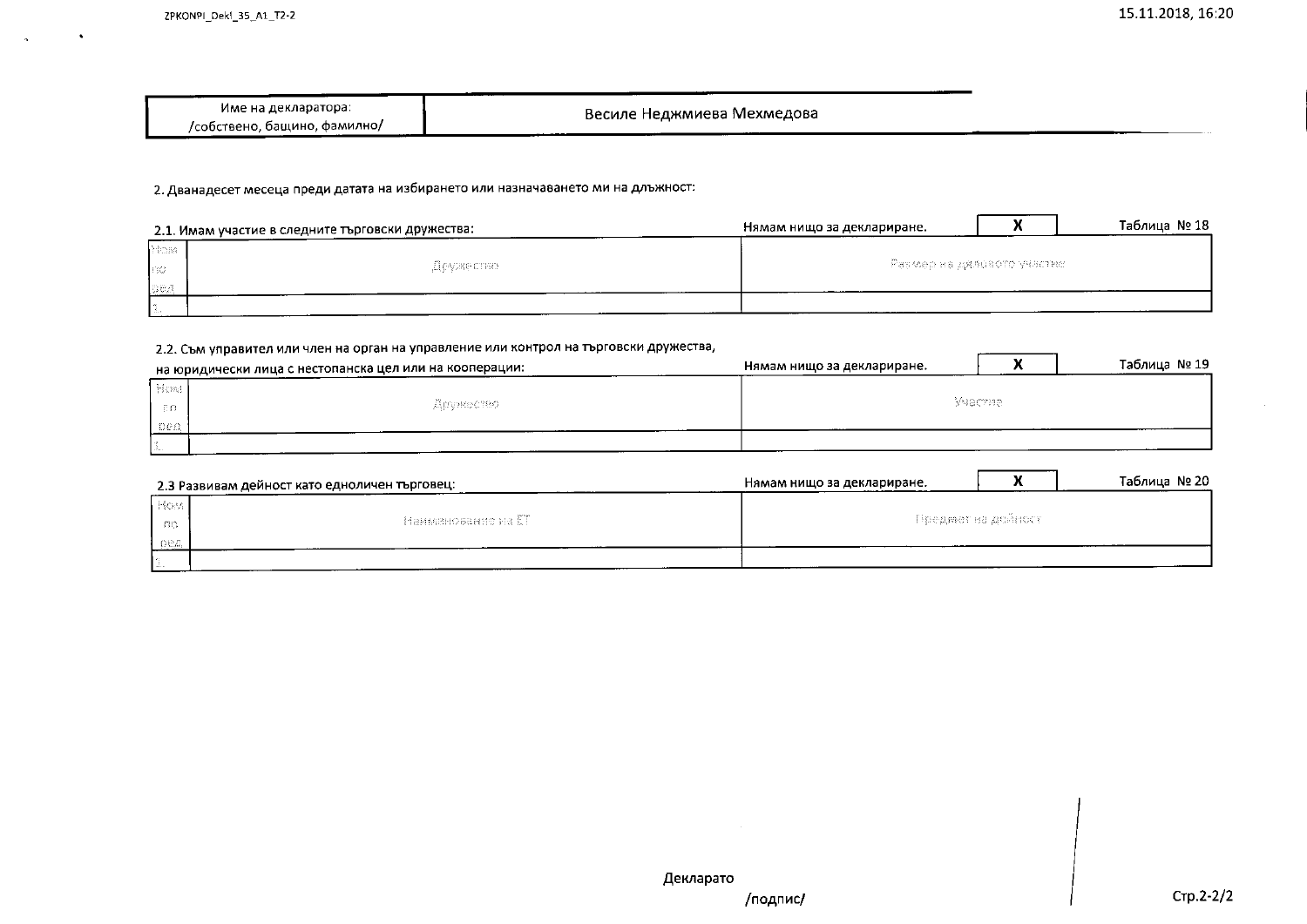| Име на декларатора: /собствено, бащино, фамилно/ | Весиле Неджмиева Мехмедова |
|---|---|

2. Дванадесет месеца преди датата на избирането или назначаването ми на длъжност:

2.1. Имам участие в следните търговски дружества: Нямам нищо за деклариране. **X** Таблица № 18

| Ном по ред | Дружество | Размер на дяловото участие |
|---|---|---|
| 1. | | |

2.2. Съм управител или член на орган на управление или контрол на търговски дружества, на юридически лица с нестопанска цел или на кооперации: Нямам нищо за деклариране. **X** Таблица № 19

| Ном по ред | Дружество | Участие |
|---|---|---|
| 1. | | |

2.3 Развивам дейност като едноличен търговец: Нямам нищо за деклариране. **X** Таблица № 20

| Ном по ред | Наименование на ЕТ | Предмет на дейност |
|---|---|---|
| 1. | | |

Декларато

/подпис/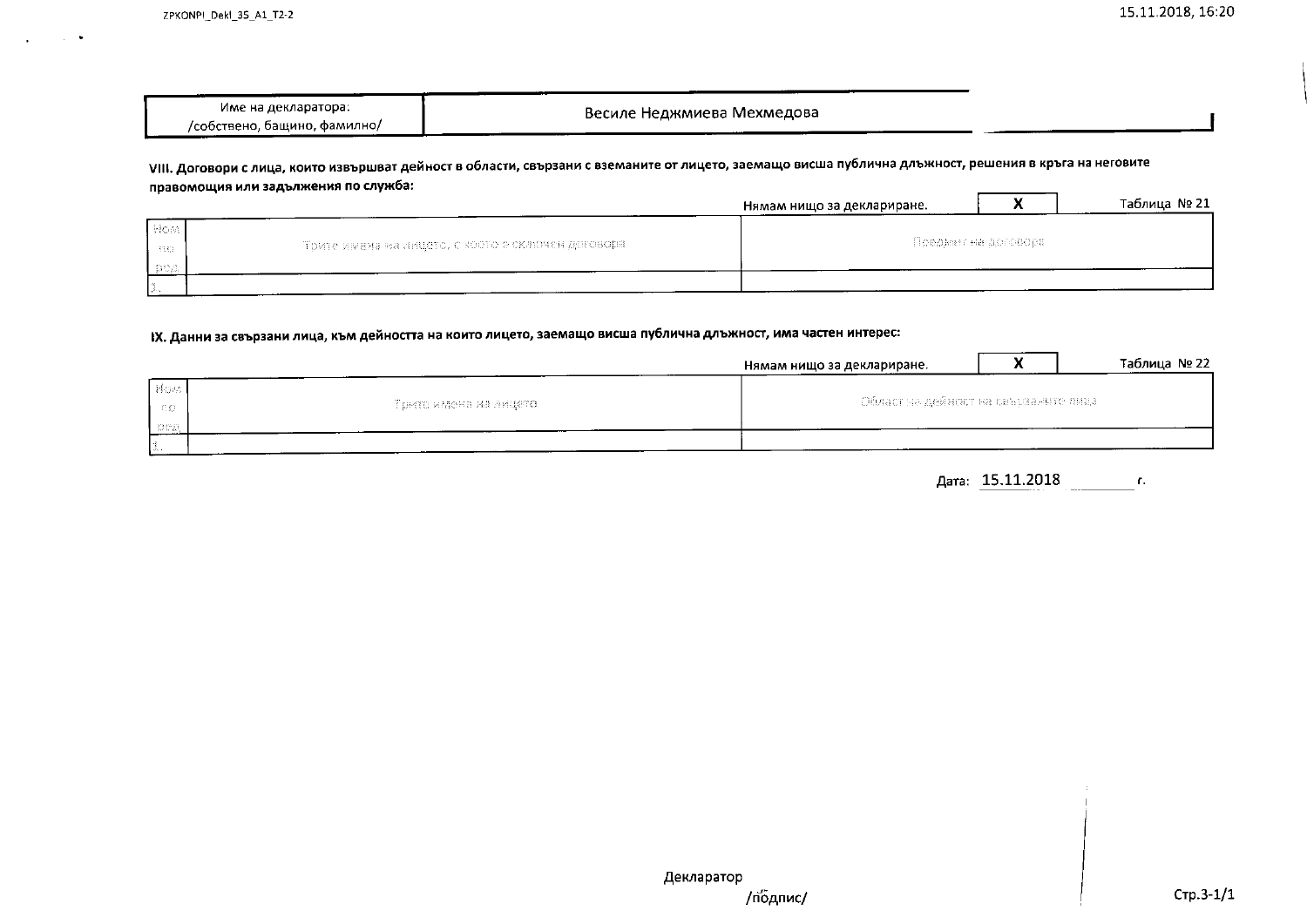| Име на декларатора: /собствено, бащино, фамилно/ | Весиле Неджмиева Мехмедова |
|---|---|

**VIII. Договори с лица, които извършват дейност в области, свързани с вземаните от лицето, заемащо висша публична длъжност, решения в кръга на неговите правомощия или задължения по служба:**

Нямам нищо за деклариране. X Таблица № 21

| Ном по ред | Трите имена на лицето, с което е сключен договора | Предмет на договора |
|---|---|---|
| 1. | | |

**IX. Данни за свързани лица, към дейността на които лицето, заемащо висша публична длъжност, има частен интерес:**

Нямам нищо за деклариране. X Таблица № 22

| Ном по ред | Трите имена на лицето | Област на дейност на свързаните лица |
|---|---|---|
| 1. | | |

Дата: 15.11.2018 г.

Декларатор

/подпис/